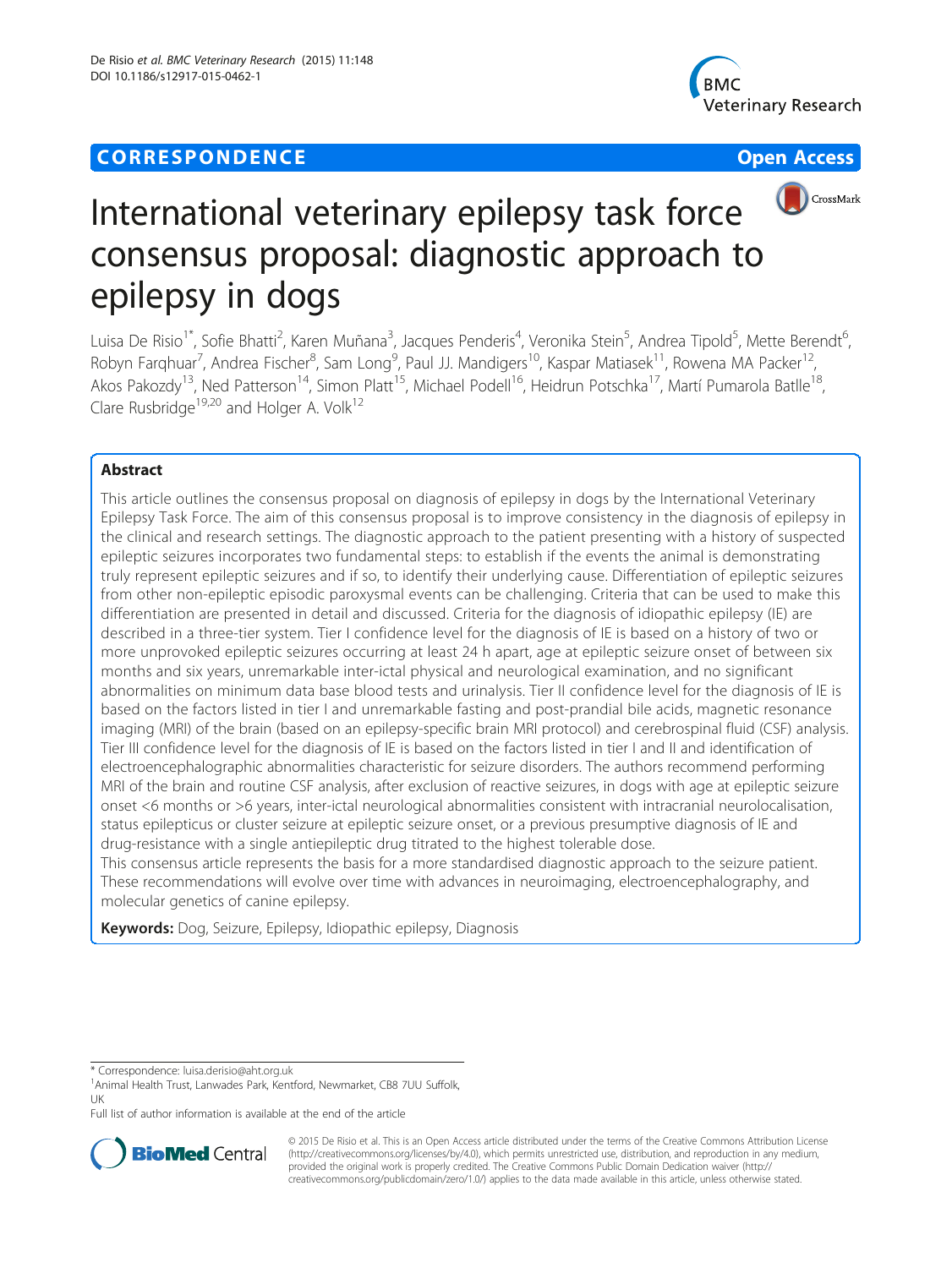CORRESPONDENCE

Open Access

# International veterinary epilepsy task force consensus proposal: diagnostic approach to epilepsy in dogs

Luisa De Risio[1*], Sofie Bhatti[2], Karen Muñana[3], Jacques Penderis[4], Veronika Stein[5], Andrea Tipold[5], Mette Berendt[6], Robyn Farqhuar[7], Andrea Fischer[8], Sam Long[9], Paul JJ. Mandigers[10], Kaspar Matiasek[11], Rowena MA Packer[12], Akos Pakozdy[13], Ned Patterson[14], Simon Platt[15], Michael Podell[16], Heidrun Potschka[17], Martí Pumarola Batlle[18], Clare Rusbridge[19,20] and Holger A. Volk[12]

## Abstract

This article outlines the consensus proposal on diagnosis of epilepsy in dogs by the International Veterinary Epilepsy Task Force. The aim of this consensus proposal is to improve consistency in the diagnosis of epilepsy in the clinical and research settings. The diagnostic approach to the patient presenting with a history of suspected epileptic seizures incorporates two fundamental steps: to establish if the events the animal is demonstrating truly represent epileptic seizures and if so, to identify their underlying cause. Differentiation of epileptic seizures from other non-epileptic episodic paroxysmal events can be challenging. Criteria that can be used to make this differentiation are presented in detail and discussed. Criteria for the diagnosis of idiopathic epilepsy (IE) are described in a three-tier system. Tier I confidence level for the diagnosis of IE is based on a history of two or more unprovoked epileptic seizures occurring at least 24 h apart, age at epileptic seizure onset of between six months and six years, unremarkable inter-ictal physical and neurological examination, and no significant abnormalities on minimum data base blood tests and urinalysis. Tier II confidence level for the diagnosis of IE is based on the factors listed in tier I and unremarkable fasting and post-prandial bile acids, magnetic resonance imaging (MRI) of the brain (based on an epilepsy-specific brain MRI protocol) and cerebrospinal fluid (CSF) analysis. Tier III confidence level for the diagnosis of IE is based on the factors listed in tier I and II and identification of electroencephalographic abnormalities characteristic for seizure disorders. The authors recommend performing MRI of the brain and routine CSF analysis, after exclusion of reactive seizures, in dogs with age at epileptic seizure onset <6 months or >6 years, inter-ictal neurological abnormalities consistent with intracranial neurolocalisation, status epilepticus or cluster seizure at epileptic seizure onset, or a previous presumptive diagnosis of IE and drug-resistance with a single antiepileptic drug titrated to the highest tolerable dose.

This consensus article represents the basis for a more standardised diagnostic approach to the seizure patient. These recommendations will evolve over time with advances in neuroimaging, electroencephalography, and molecular genetics of canine epilepsy.

**Keywords:** Dog, Seizure, Epilepsy, Idiopathic epilepsy, Diagnosis

\* Correspondence: luisa.derisio@aht.org.uk

[1]Animal Health Trust, Lanwades Park, Kentford, Newmarket, CB8 7UU Suffolk, UK

Full list of author information is available at the end of the article

© 2015 De Risio et al. This is an Open Access article distributed under the terms of the Creative Commons Attribution License (http://creativecommons.org/licenses/by/4.0), which permits unrestricted use, distribution, and reproduction in any medium, provided the original work is properly credited. The Creative Commons Public Domain Dedication waiver (http://creativecommons.org/publicdomain/zero/1.0/) applies to the data made available in this article, unless otherwise stated.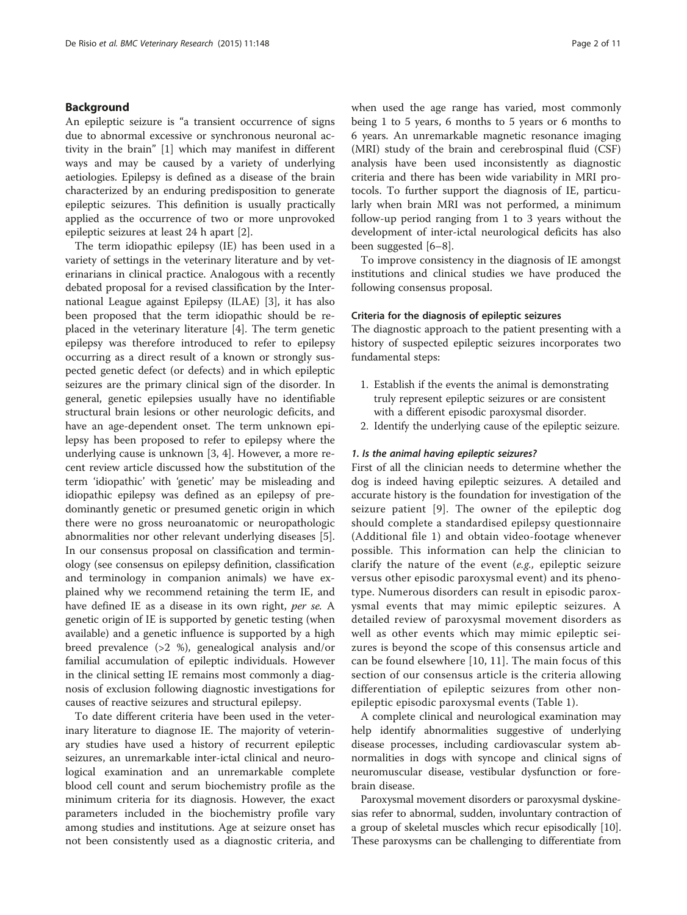## Background

An epileptic seizure is "a transient occurrence of signs due to abnormal excessive or synchronous neuronal activity in the brain" [1] which may manifest in different ways and may be caused by a variety of underlying aetiologies. Epilepsy is defined as a disease of the brain characterized by an enduring predisposition to generate epileptic seizures. This definition is usually practically applied as the occurrence of two or more unprovoked epileptic seizures at least 24 h apart [2].

The term idiopathic epilepsy (IE) has been used in a variety of settings in the veterinary literature and by veterinarians in clinical practice. Analogous with a recently debated proposal for a revised classification by the International League against Epilepsy (ILAE) [3], it has also been proposed that the term idiopathic should be replaced in the veterinary literature [4]. The term genetic epilepsy was therefore introduced to refer to epilepsy occurring as a direct result of a known or strongly suspected genetic defect (or defects) and in which epileptic seizures are the primary clinical sign of the disorder. In general, genetic epilepsies usually have no identifiable structural brain lesions or other neurologic deficits, and have an age-dependent onset. The term unknown epilepsy has been proposed to refer to epilepsy where the underlying cause is unknown [3, 4]. However, a more recent review article discussed how the substitution of the term 'idiopathic' with 'genetic' may be misleading and idiopathic epilepsy was defined as an epilepsy of predominantly genetic or presumed genetic origin in which there were no gross neuroanatomic or neuropathologic abnormalities nor other relevant underlying diseases [5]. In our consensus proposal on classification and terminology (see consensus on epilepsy definition, classification and terminology in companion animals) we have explained why we recommend retaining the term IE, and have defined IE as a disease in its own right, *per se*. A genetic origin of IE is supported by genetic testing (when available) and a genetic influence is supported by a high breed prevalence (>2 %), genealogical analysis and/or familial accumulation of epileptic individuals. However in the clinical setting IE remains most commonly a diagnosis of exclusion following diagnostic investigations for causes of reactive seizures and structural epilepsy.

To date different criteria have been used in the veterinary literature to diagnose IE. The majority of veterinary studies have used a history of recurrent epileptic seizures, an unremarkable inter-ictal clinical and neurological examination and an unremarkable complete blood cell count and serum biochemistry profile as the minimum criteria for its diagnosis. However, the exact parameters included in the biochemistry profile vary among studies and institutions. Age at seizure onset has not been consistently used as a diagnostic criteria, and when used the age range has varied, most commonly being 1 to 5 years, 6 months to 5 years or 6 months to 6 years. An unremarkable magnetic resonance imaging (MRI) study of the brain and cerebrospinal fluid (CSF) analysis have been used inconsistently as diagnostic criteria and there has been wide variability in MRI protocols. To further support the diagnosis of IE, particularly when brain MRI was not performed, a minimum follow-up period ranging from 1 to 3 years without the development of inter-ictal neurological deficits has also been suggested [6–8].

To improve consistency in the diagnosis of IE amongst institutions and clinical studies we have produced the following consensus proposal.

### Criteria for the diagnosis of epileptic seizures

The diagnostic approach to the patient presenting with a history of suspected epileptic seizures incorporates two fundamental steps:

1. Establish if the events the animal is demonstrating truly represent epileptic seizures or are consistent with a different episodic paroxysmal disorder.
2. Identify the underlying cause of the epileptic seizure.

#### *1. Is the animal having epileptic seizures?*

First of all the clinician needs to determine whether the dog is indeed having epileptic seizures. A detailed and accurate history is the foundation for investigation of the seizure patient [9]. The owner of the epileptic dog should complete a standardised epilepsy questionnaire (Additional file 1) and obtain video-footage whenever possible. This information can help the clinician to clarify the nature of the event (*e.g.,* epileptic seizure versus other episodic paroxysmal event) and its phenotype. Numerous disorders can result in episodic paroxysmal events that may mimic epileptic seizures. A detailed review of paroxysmal movement disorders as well as other events which may mimic epileptic seizures is beyond the scope of this consensus article and can be found elsewhere [10, 11]. The main focus of this section of our consensus article is the criteria allowing differentiation of epileptic seizures from other non-epileptic episodic paroxysmal events (Table 1).

A complete clinical and neurological examination may help identify abnormalities suggestive of underlying disease processes, including cardiovascular system abnormalities in dogs with syncope and clinical signs of neuromuscular disease, vestibular dysfunction or forebrain disease.

Paroxysmal movement disorders or paroxysmal dyskinesias refer to abnormal, sudden, involuntary contraction of a group of skeletal muscles which recur episodically [10]. These paroxysms can be challenging to differentiate from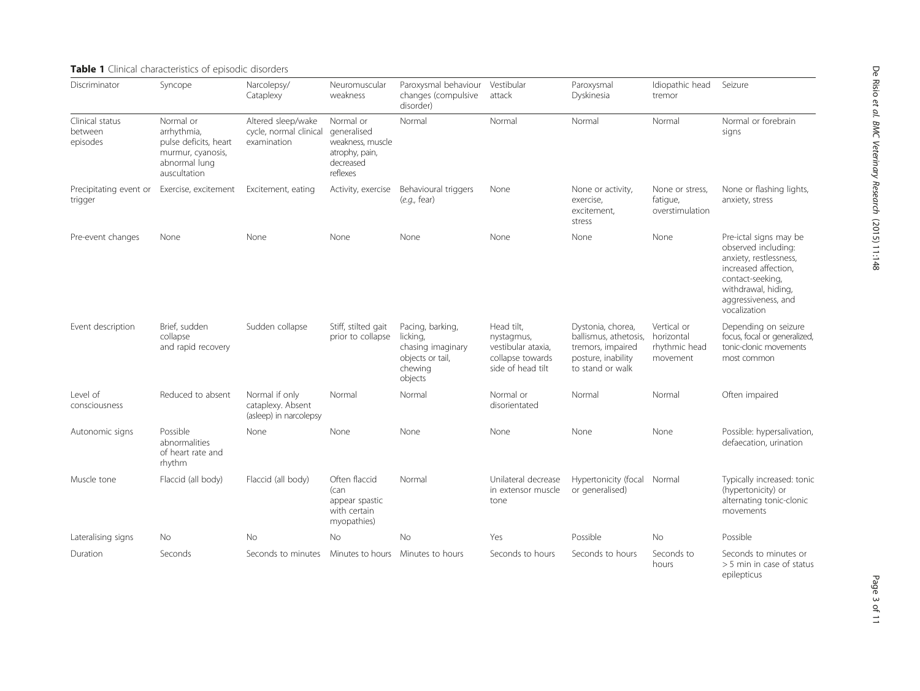**Table 1** Clinical characteristics of episodic disorders

| Discriminator | Syncope | Narcolepsy/ Cataplexy | Neuromuscular weakness | Paroxysmal behaviour changes (compulsive disorder) | Vestibular attack | Paroxysmal Dyskinesia | Idiopathic head tremor | Seizure |
|---|---|---|---|---|---|---|---|---|
| Clinical status between episodes | Normal or arrhythmia, pulse deficits, heart murmur, cyanosis, abnormal lung auscultation | Altered sleep/wake cycle, normal clinical examination | Normal or generalised weakness, muscle atrophy, pain, decreased reflexes | Normal | Normal | Normal | Normal | Normal or forebrain signs |
| Precipitating event or trigger | Exercise, excitement | Excitement, eating | Activity, exercise | Behavioural triggers (*e.g.*, fear) | None | None or activity, exercise, excitement, stress | None or stress, fatigue, overstimulation | None or flashing lights, anxiety, stress |
| Pre-event changes | None | None | None | None | None | None | None | Pre-ictal signs may be observed including: anxiety, restlessness, increased affection, contact-seeking, withdrawal, hiding, aggressiveness, and vocalization |
| Event description | Brief, sudden collapse and rapid recovery | Sudden collapse | Stiff, stilted gait prior to collapse | Pacing, barking, licking, chasing imaginary objects or tail, chewing objects | Head tilt, nystagmus, vestibular ataxia, collapse towards side of head tilt | Dystonia, chorea, ballismus, athetosis, tremors, impaired posture, inability to stand or walk | Vertical or horizontal rhythmic head movement | Depending on seizure focus, focal or generalized, tonic-clonic movements most common |
| Level of consciousness | Reduced to absent | Normal if only cataplexy. Absent (asleep) in narcolepsy | Normal | Normal | Normal or disorientated | Normal | Normal | Often impaired |
| Autonomic signs | Possible abnormalities of heart rate and rhythm | None | None | None | None | None | None | Possible: hypersalivation, defaecation, urination |
| Muscle tone | Flaccid (all body) | Flaccid (all body) | Often flaccid (can appear spastic with certain myopathies) | Normal | Unilateral decrease in extensor muscle tone | Hypertonicity (focal or generalised) | Normal | Typically increased: tonic (hypertonicity) or alternating tonic-clonic movements |
| Lateralising signs | No | No | No | No | Yes | Possible | No | Possible |
| Duration | Seconds | Seconds to minutes | Minutes to hours | Minutes to hours | Seconds to hours | Seconds to hours | Seconds to hours | Seconds to minutes or > 5 min in case of status epilepticus |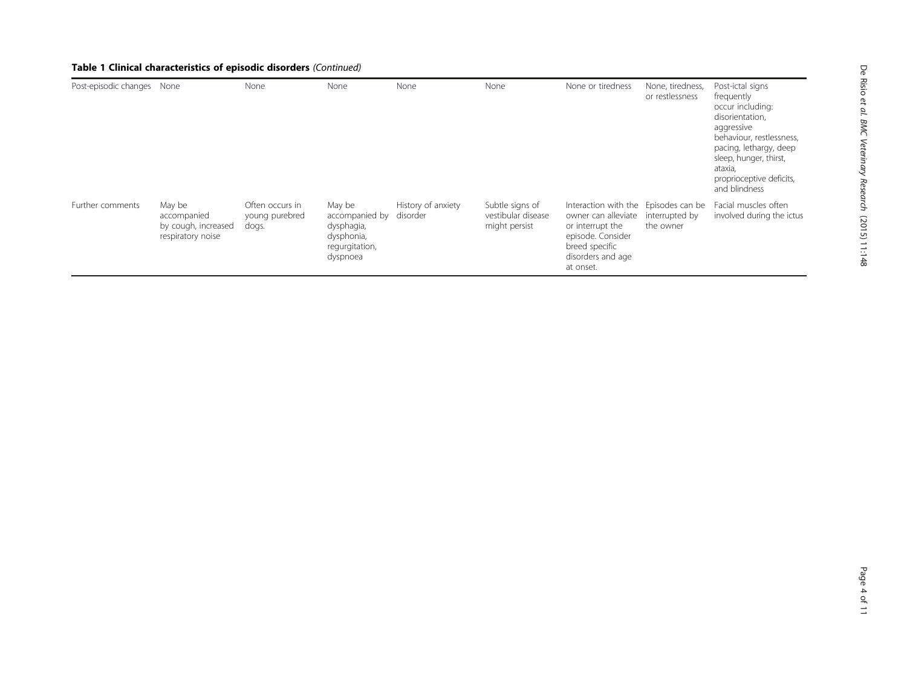**Table 1 Clinical characteristics of episodic disorders** *(Continued)*

| | | | | | | | | |
|---|---|---|---|---|---|---|---|---|
| Post-episodic changes | None | None | None | None | None | None or tiredness | None, tiredness, or restlessness | Post-ictal signs frequently occur including: disorientation, aggressive behaviour, restlessness, pacing, lethargy, deep sleep, hunger, thirst, ataxia, proprioceptive deficits, and blindness |
| Further comments | May be accompanied by cough, increased respiratory noise | Often occurs in young purebred dogs. | May be accompanied by dysphagia, dysphonia, regurgitation, dyspnoea | History of anxiety disorder | Subtle signs of vestibular disease might persist | Interaction with the owner can alleviate or interrupt the episode. Consider breed specific disorders and age at onset. | Episodes can be interrupted by the owner | Facial muscles often involved during the ictus |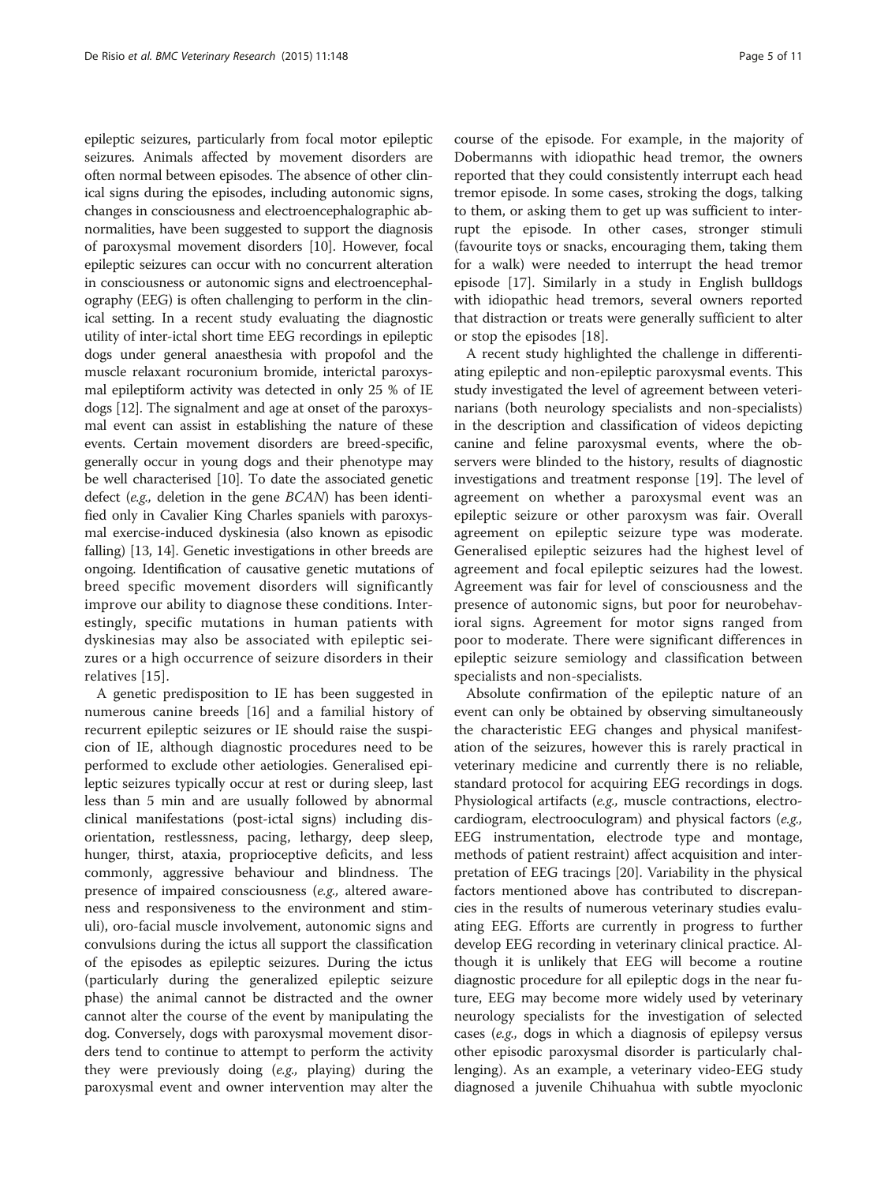epileptic seizures, particularly from focal motor epileptic seizures. Animals affected by movement disorders are often normal between episodes. The absence of other clinical signs during the episodes, including autonomic signs, changes in consciousness and electroencephalographic abnormalities, have been suggested to support the diagnosis of paroxysmal movement disorders [10]. However, focal epileptic seizures can occur with no concurrent alteration in consciousness or autonomic signs and electroencephalography (EEG) is often challenging to perform in the clinical setting. In a recent study evaluating the diagnostic utility of inter-ictal short time EEG recordings in epileptic dogs under general anaesthesia with propofol and the muscle relaxant rocuronium bromide, interictal paroxysmal epileptiform activity was detected in only 25 % of IE dogs [12]. The signalment and age at onset of the paroxysmal event can assist in establishing the nature of these events. Certain movement disorders are breed-specific, generally occur in young dogs and their phenotype may be well characterised [10]. To date the associated genetic defect (*e.g.,* deletion in the gene *BCAN*) has been identified only in Cavalier King Charles spaniels with paroxysmal exercise-induced dyskinesia (also known as episodic falling) [13, 14]. Genetic investigations in other breeds are ongoing. Identification of causative genetic mutations of breed specific movement disorders will significantly improve our ability to diagnose these conditions. Interestingly, specific mutations in human patients with dyskinesias may also be associated with epileptic seizures or a high occurrence of seizure disorders in their relatives [15].

A genetic predisposition to IE has been suggested in numerous canine breeds [16] and a familial history of recurrent epileptic seizures or IE should raise the suspicion of IE, although diagnostic procedures need to be performed to exclude other aetiologies. Generalised epileptic seizures typically occur at rest or during sleep, last less than 5 min and are usually followed by abnormal clinical manifestations (post-ictal signs) including disorientation, restlessness, pacing, lethargy, deep sleep, hunger, thirst, ataxia, proprioceptive deficits, and less commonly, aggressive behaviour and blindness. The presence of impaired consciousness (*e.g.,* altered awareness and responsiveness to the environment and stimuli), oro-facial muscle involvement, autonomic signs and convulsions during the ictus all support the classification of the episodes as epileptic seizures. During the ictus (particularly during the generalized epileptic seizure phase) the animal cannot be distracted and the owner cannot alter the course of the event by manipulating the dog. Conversely, dogs with paroxysmal movement disorders tend to continue to attempt to perform the activity they were previously doing (*e.g.,* playing) during the paroxysmal event and owner intervention may alter the course of the episode. For example, in the majority of Dobermanns with idiopathic head tremor, the owners reported that they could consistently interrupt each head tremor episode. In some cases, stroking the dogs, talking to them, or asking them to get up was sufficient to interrupt the episode. In other cases, stronger stimuli (favourite toys or snacks, encouraging them, taking them for a walk) were needed to interrupt the head tremor episode [17]. Similarly in a study in English bulldogs with idiopathic head tremors, several owners reported that distraction or treats were generally sufficient to alter or stop the episodes [18].

A recent study highlighted the challenge in differentiating epileptic and non-epileptic paroxysmal events. This study investigated the level of agreement between veterinarians (both neurology specialists and non-specialists) in the description and classification of videos depicting canine and feline paroxysmal events, where the observers were blinded to the history, results of diagnostic investigations and treatment response [19]. The level of agreement on whether a paroxysmal event was an epileptic seizure or other paroxysm was fair. Overall agreement on epileptic seizure type was moderate. Generalised epileptic seizures had the highest level of agreement and focal epileptic seizures had the lowest. Agreement was fair for level of consciousness and the presence of autonomic signs, but poor for neurobehavioral signs. Agreement for motor signs ranged from poor to moderate. There were significant differences in epileptic seizure semiology and classification between specialists and non-specialists.

Absolute confirmation of the epileptic nature of an event can only be obtained by observing simultaneously the characteristic EEG changes and physical manifestation of the seizures, however this is rarely practical in veterinary medicine and currently there is no reliable, standard protocol for acquiring EEG recordings in dogs. Physiological artifacts (*e.g.,* muscle contractions, electrocardiogram, electrooculogram) and physical factors (*e.g.,* EEG instrumentation, electrode type and montage, methods of patient restraint) affect acquisition and interpretation of EEG tracings [20]. Variability in the physical factors mentioned above has contributed to discrepancies in the results of numerous veterinary studies evaluating EEG. Efforts are currently in progress to further develop EEG recording in veterinary clinical practice. Although it is unlikely that EEG will become a routine diagnostic procedure for all epileptic dogs in the near future, EEG may become more widely used by veterinary neurology specialists for the investigation of selected cases (*e.g.,* dogs in which a diagnosis of epilepsy versus other episodic paroxysmal disorder is particularly challenging). As an example, a veterinary video-EEG study diagnosed a juvenile Chihuahua with subtle myoclonic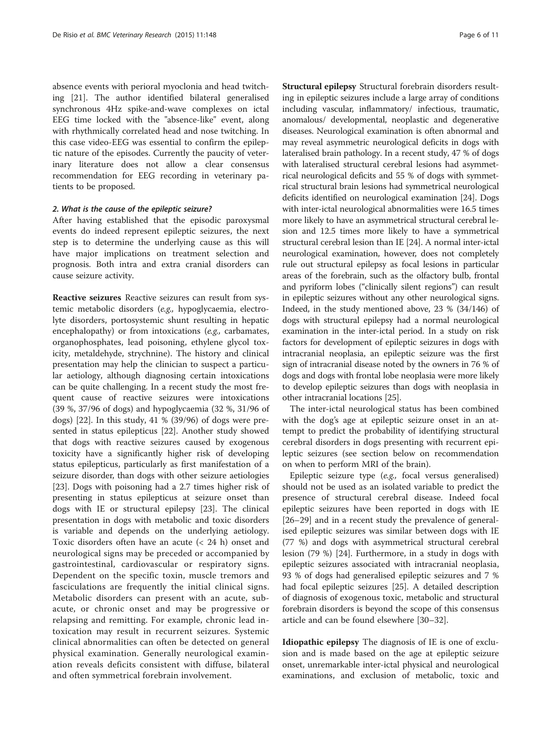absence events with perioral myoclonia and head twitching [21]. The author identified bilateral generalised synchronous 4Hz spike-and-wave complexes on ictal EEG time locked with the "absence-like" event, along with rhythmically correlated head and nose twitching. In this case video-EEG was essential to confirm the epileptic nature of the episodes. Currently the paucity of veterinary literature does not allow a clear consensus recommendation for EEG recording in veterinary patients to be proposed.

#### *2. What is the cause of the epileptic seizure?*

After having established that the episodic paroxysmal events do indeed represent epileptic seizures, the next step is to determine the underlying cause as this will have major implications on treatment selection and prognosis. Both intra and extra cranial disorders can cause seizure activity.

**Reactive seizures** Reactive seizures can result from systemic metabolic disorders (*e.g.,* hypoglycaemia, electrolyte disorders, portosystemic shunt resulting in hepatic encephalopathy) or from intoxications (*e.g.,* carbamates, organophosphates, lead poisoning, ethylene glycol toxicity, metaldehyde, strychnine). The history and clinical presentation may help the clinician to suspect a particular aetiology, although diagnosing certain intoxications can be quite challenging. In a recent study the most frequent cause of reactive seizures were intoxications (39 %, 37/96 of dogs) and hypoglycaemia (32 %, 31/96 of dogs) [22]. In this study, 41 % (39/96) of dogs were presented in status epilepticus [22]. Another study showed that dogs with reactive seizures caused by exogenous toxicity have a significantly higher risk of developing status epilepticus, particularly as first manifestation of a seizure disorder, than dogs with other seizure aetiologies [23]. Dogs with poisoning had a 2.7 times higher risk of presenting in status epilepticus at seizure onset than dogs with IE or structural epilepsy [23]. The clinical presentation in dogs with metabolic and toxic disorders is variable and depends on the underlying aetiology. Toxic disorders often have an acute (< 24 h) onset and neurological signs may be preceded or accompanied by gastrointestinal, cardiovascular or respiratory signs. Dependent on the specific toxin, muscle tremors and fasciculations are frequently the initial clinical signs. Metabolic disorders can present with an acute, subacute, or chronic onset and may be progressive or relapsing and remitting. For example, chronic lead intoxication may result in recurrent seizures. Systemic clinical abnormalities can often be detected on general physical examination. Generally neurological examination reveals deficits consistent with diffuse, bilateral and often symmetrical forebrain involvement.

**Structural epilepsy** Structural forebrain disorders resulting in epileptic seizures include a large array of conditions including vascular, inflammatory/ infectious, traumatic, anomalous/ developmental, neoplastic and degenerative diseases. Neurological examination is often abnormal and may reveal asymmetric neurological deficits in dogs with lateralised brain pathology. In a recent study, 47 % of dogs with lateralised structural cerebral lesions had asymmetrical neurological deficits and 55 % of dogs with symmetrical structural brain lesions had symmetrical neurological deficits identified on neurological examination [24]. Dogs with inter-ictal neurological abnormalities were 16.5 times more likely to have an asymmetrical structural cerebral lesion and 12.5 times more likely to have a symmetrical structural cerebral lesion than IE [24]. A normal inter-ictal neurological examination, however, does not completely rule out structural epilepsy as focal lesions in particular areas of the forebrain, such as the olfactory bulb, frontal and pyriform lobes ("clinically silent regions") can result in epileptic seizures without any other neurological signs. Indeed, in the study mentioned above, 23 % (34/146) of dogs with structural epilepsy had a normal neurological examination in the inter-ictal period. In a study on risk factors for development of epileptic seizures in dogs with intracranial neoplasia, an epileptic seizure was the first sign of intracranial disease noted by the owners in 76 % of dogs and dogs with frontal lobe neoplasia were more likely to develop epileptic seizures than dogs with neoplasia in other intracranial locations [25].

The inter-ictal neurological status has been combined with the dog's age at epileptic seizure onset in an attempt to predict the probability of identifying structural cerebral disorders in dogs presenting with recurrent epileptic seizures (see section below on recommendation on when to perform MRI of the brain).

Epileptic seizure type (*e.g.,* focal versus generalised) should not be used as an isolated variable to predict the presence of structural cerebral disease. Indeed focal epileptic seizures have been reported in dogs with IE [26–29] and in a recent study the prevalence of generalised epileptic seizures was similar between dogs with IE (77 %) and dogs with asymmetrical structural cerebral lesion (79 %) [24]. Furthermore, in a study in dogs with epileptic seizures associated with intracranial neoplasia, 93 % of dogs had generalised epileptic seizures and 7 % had focal epileptic seizures [25]. A detailed description of diagnosis of exogenous toxic, metabolic and structural forebrain disorders is beyond the scope of this consensus article and can be found elsewhere [30–32].

**Idiopathic epilepsy** The diagnosis of IE is one of exclusion and is made based on the age at epileptic seizure onset, unremarkable inter-ictal physical and neurological examinations, and exclusion of metabolic, toxic and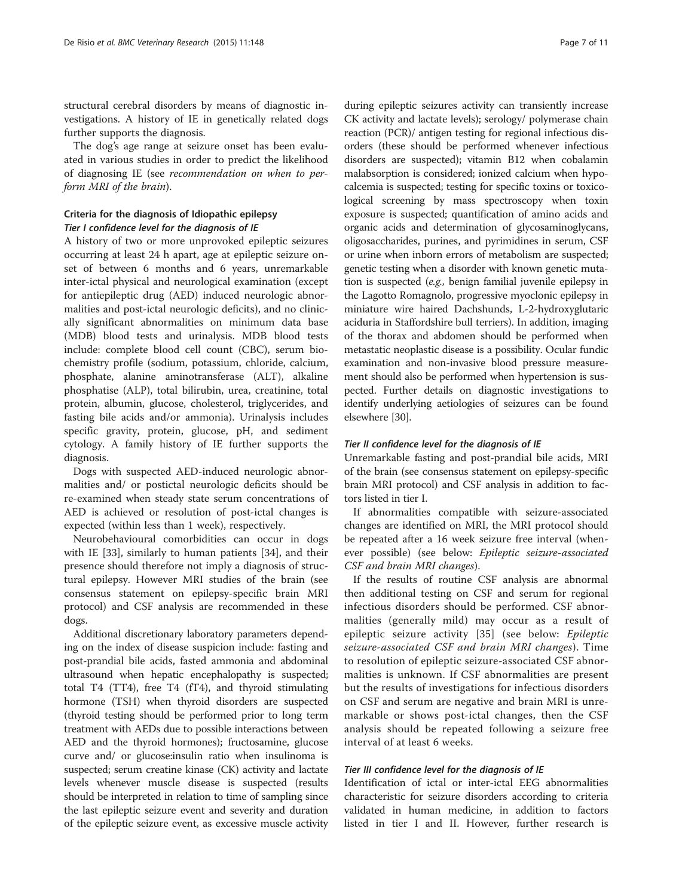structural cerebral disorders by means of diagnostic investigations. A history of IE in genetically related dogs further supports the diagnosis.

The dog's age range at seizure onset has been evaluated in various studies in order to predict the likelihood of diagnosing IE (see *recommendation on when to perform MRI of the brain*).

### Criteria for the diagnosis of Idiopathic epilepsy

#### *Tier I confidence level for the diagnosis of IE*

A history of two or more unprovoked epileptic seizures occurring at least 24 h apart, age at epileptic seizure onset of between 6 months and 6 years, unremarkable inter-ictal physical and neurological examination (except for antiepileptic drug (AED) induced neurologic abnormalities and post-ictal neurologic deficits), and no clinically significant abnormalities on minimum data base (MDB) blood tests and urinalysis. MDB blood tests include: complete blood cell count (CBC), serum biochemistry profile (sodium, potassium, chloride, calcium, phosphate, alanine aminotransferase (ALT), alkaline phosphatise (ALP), total bilirubin, urea, creatinine, total protein, albumin, glucose, cholesterol, triglycerides, and fasting bile acids and/or ammonia). Urinalysis includes specific gravity, protein, glucose, pH, and sediment cytology. A family history of IE further supports the diagnosis.

Dogs with suspected AED-induced neurologic abnormalities and/ or postictal neurologic deficits should be re-examined when steady state serum concentrations of AED is achieved or resolution of post-ictal changes is expected (within less than 1 week), respectively.

Neurobehavioural comorbidities can occur in dogs with IE [33], similarly to human patients [34], and their presence should therefore not imply a diagnosis of structural epilepsy. However MRI studies of the brain (see consensus statement on epilepsy-specific brain MRI protocol) and CSF analysis are recommended in these dogs.

Additional discretionary laboratory parameters depending on the index of disease suspicion include: fasting and post-prandial bile acids, fasted ammonia and abdominal ultrasound when hepatic encephalopathy is suspected; total T4 (TT4), free T4 (fT4), and thyroid stimulating hormone (TSH) when thyroid disorders are suspected (thyroid testing should be performed prior to long term treatment with AEDs due to possible interactions between AED and the thyroid hormones); fructosamine, glucose curve and/ or glucose:insulin ratio when insulinoma is suspected; serum creatine kinase (CK) activity and lactate levels whenever muscle disease is suspected (results should be interpreted in relation to time of sampling since the last epileptic seizure event and severity and duration of the epileptic seizure event, as excessive muscle activity during epileptic seizures activity can transiently increase CK activity and lactate levels); serology/ polymerase chain reaction (PCR)/ antigen testing for regional infectious disorders (these should be performed whenever infectious disorders are suspected); vitamin B12 when cobalamin malabsorption is considered; ionized calcium when hypocalcemia is suspected; testing for specific toxins or toxicological screening by mass spectroscopy when toxin exposure is suspected; quantification of amino acids and organic acids and determination of glycosaminoglycans, oligosaccharides, purines, and pyrimidines in serum, CSF or urine when inborn errors of metabolism are suspected; genetic testing when a disorder with known genetic mutation is suspected (*e.g.*, benign familial juvenile epilepsy in the Lagotto Romagnolo, progressive myoclonic epilepsy in miniature wire haired Dachshunds, L-2-hydroxyglutaric aciduria in Staffordshire bull terriers). In addition, imaging of the thorax and abdomen should be performed when metastatic neoplastic disease is a possibility. Ocular fundic examination and non-invasive blood pressure measurement should also be performed when hypertension is suspected. Further details on diagnostic investigations to identify underlying aetiologies of seizures can be found elsewhere [30].

#### *Tier II confidence level for the diagnosis of IE*

Unremarkable fasting and post-prandial bile acids, MRI of the brain (see consensus statement on epilepsy-specific brain MRI protocol) and CSF analysis in addition to factors listed in tier I.

If abnormalities compatible with seizure-associated changes are identified on MRI, the MRI protocol should be repeated after a 16 week seizure free interval (whenever possible) (see below: *Epileptic seizure-associated CSF and brain MRI changes*).

If the results of routine CSF analysis are abnormal then additional testing on CSF and serum for regional infectious disorders should be performed. CSF abnormalities (generally mild) may occur as a result of epileptic seizure activity [35] (see below: *Epileptic seizure-associated CSF and brain MRI changes*). Time to resolution of epileptic seizure-associated CSF abnormalities is unknown. If CSF abnormalities are present but the results of investigations for infectious disorders on CSF and serum are negative and brain MRI is unremarkable or shows post-ictal changes, then the CSF analysis should be repeated following a seizure free interval of at least 6 weeks.

#### *Tier III confidence level for the diagnosis of IE*

Identification of ictal or inter-ictal EEG abnormalities characteristic for seizure disorders according to criteria validated in human medicine, in addition to factors listed in tier I and II. However, further research is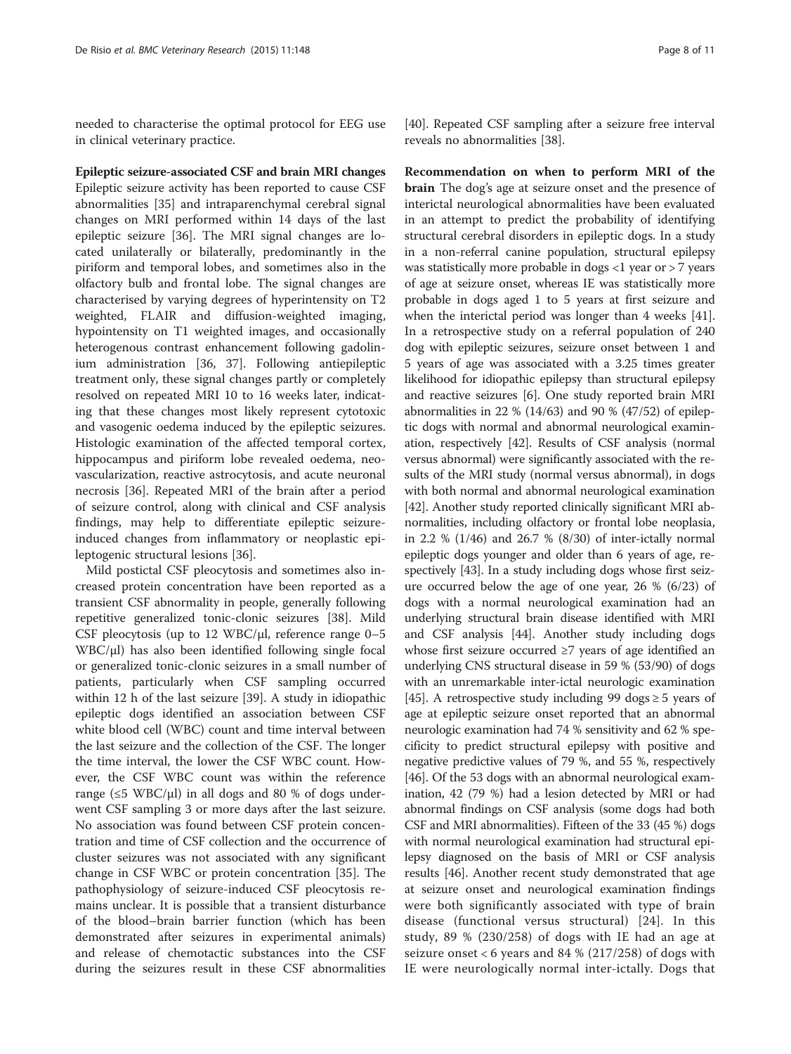needed to characterise the optimal protocol for EEG use in clinical veterinary practice.

**Epileptic seizure-associated CSF and brain MRI changes** Epileptic seizure activity has been reported to cause CSF abnormalities [35] and intraparenchymal cerebral signal changes on MRI performed within 14 days of the last epileptic seizure [36]. The MRI signal changes are located unilaterally or bilaterally, predominantly in the piriform and temporal lobes, and sometimes also in the olfactory bulb and frontal lobe. The signal changes are characterised by varying degrees of hyperintensity on T2 weighted, FLAIR and diffusion-weighted imaging, hypointensity on T1 weighted images, and occasionally heterogenous contrast enhancement following gadolinium administration [36, 37]. Following antiepileptic treatment only, these signal changes partly or completely resolved on repeated MRI 10 to 16 weeks later, indicating that these changes most likely represent cytotoxic and vasogenic oedema induced by the epileptic seizures. Histologic examination of the affected temporal cortex, hippocampus and piriform lobe revealed oedema, neovascularization, reactive astrocytosis, and acute neuronal necrosis [36]. Repeated MRI of the brain after a period of seizure control, along with clinical and CSF analysis findings, may help to differentiate epileptic seizure-induced changes from inflammatory or neoplastic epileptogenic structural lesions [36].

Mild postictal CSF pleocytosis and sometimes also increased protein concentration have been reported as a transient CSF abnormality in people, generally following repetitive generalized tonic-clonic seizures [38]. Mild CSF pleocytosis (up to 12 WBC/μl, reference range 0–5 WBC/μl) has also been identified following single focal or generalized tonic-clonic seizures in a small number of patients, particularly when CSF sampling occurred within 12 h of the last seizure [39]. A study in idiopathic epileptic dogs identified an association between CSF white blood cell (WBC) count and time interval between the last seizure and the collection of the CSF. The longer the time interval, the lower the CSF WBC count. However, the CSF WBC count was within the reference range (≤5 WBC/μl) in all dogs and 80 % of dogs underwent CSF sampling 3 or more days after the last seizure. No association was found between CSF protein concentration and time of CSF collection and the occurrence of cluster seizures was not associated with any significant change in CSF WBC or protein concentration [35]. The pathophysiology of seizure-induced CSF pleocytosis remains unclear. It is possible that a transient disturbance of the blood–brain barrier function (which has been demonstrated after seizures in experimental animals) and release of chemotactic substances into the CSF during the seizures result in these CSF abnormalities [40]. Repeated CSF sampling after a seizure free interval reveals no abnormalities [38].

**Recommendation on when to perform MRI of the brain** The dog's age at seizure onset and the presence of interictal neurological abnormalities have been evaluated in an attempt to predict the probability of identifying structural cerebral disorders in epileptic dogs. In a study in a non-referral canine population, structural epilepsy was statistically more probable in dogs <1 year or > 7 years of age at seizure onset, whereas IE was statistically more probable in dogs aged 1 to 5 years at first seizure and when the interictal period was longer than 4 weeks [41]. In a retrospective study on a referral population of 240 dog with epileptic seizures, seizure onset between 1 and 5 years of age was associated with a 3.25 times greater likelihood for idiopathic epilepsy than structural epilepsy and reactive seizures [6]. One study reported brain MRI abnormalities in 22 % (14/63) and 90 % (47/52) of epileptic dogs with normal and abnormal neurological examination, respectively [42]. Results of CSF analysis (normal versus abnormal) were significantly associated with the results of the MRI study (normal versus abnormal), in dogs with both normal and abnormal neurological examination [42]. Another study reported clinically significant MRI abnormalities, including olfactory or frontal lobe neoplasia, in 2.2 % (1/46) and 26.7 % (8/30) of inter-ictally normal epileptic dogs younger and older than 6 years of age, respectively [43]. In a study including dogs whose first seizure occurred below the age of one year, 26 % (6/23) of dogs with a normal neurological examination had an underlying structural brain disease identified with MRI and CSF analysis [44]. Another study including dogs whose first seizure occurred ≥7 years of age identified an underlying CNS structural disease in 59 % (53/90) of dogs with an unremarkable inter-ictal neurologic examination [45]. A retrospective study including 99 dogs ≥ 5 years of age at epileptic seizure onset reported that an abnormal neurologic examination had 74 % sensitivity and 62 % specificity to predict structural epilepsy with positive and negative predictive values of 79 %, and 55 %, respectively [46]. Of the 53 dogs with an abnormal neurological examination, 42 (79 %) had a lesion detected by MRI or had abnormal findings on CSF analysis (some dogs had both CSF and MRI abnormalities). Fifteen of the 33 (45 %) dogs with normal neurological examination had structural epilepsy diagnosed on the basis of MRI or CSF analysis results [46]. Another recent study demonstrated that age at seizure onset and neurological examination findings were both significantly associated with type of brain disease (functional versus structural) [24]. In this study, 89 % (230/258) of dogs with IE had an age at seizure onset < 6 years and 84 % (217/258) of dogs with IE were neurologically normal inter-ictally. Dogs that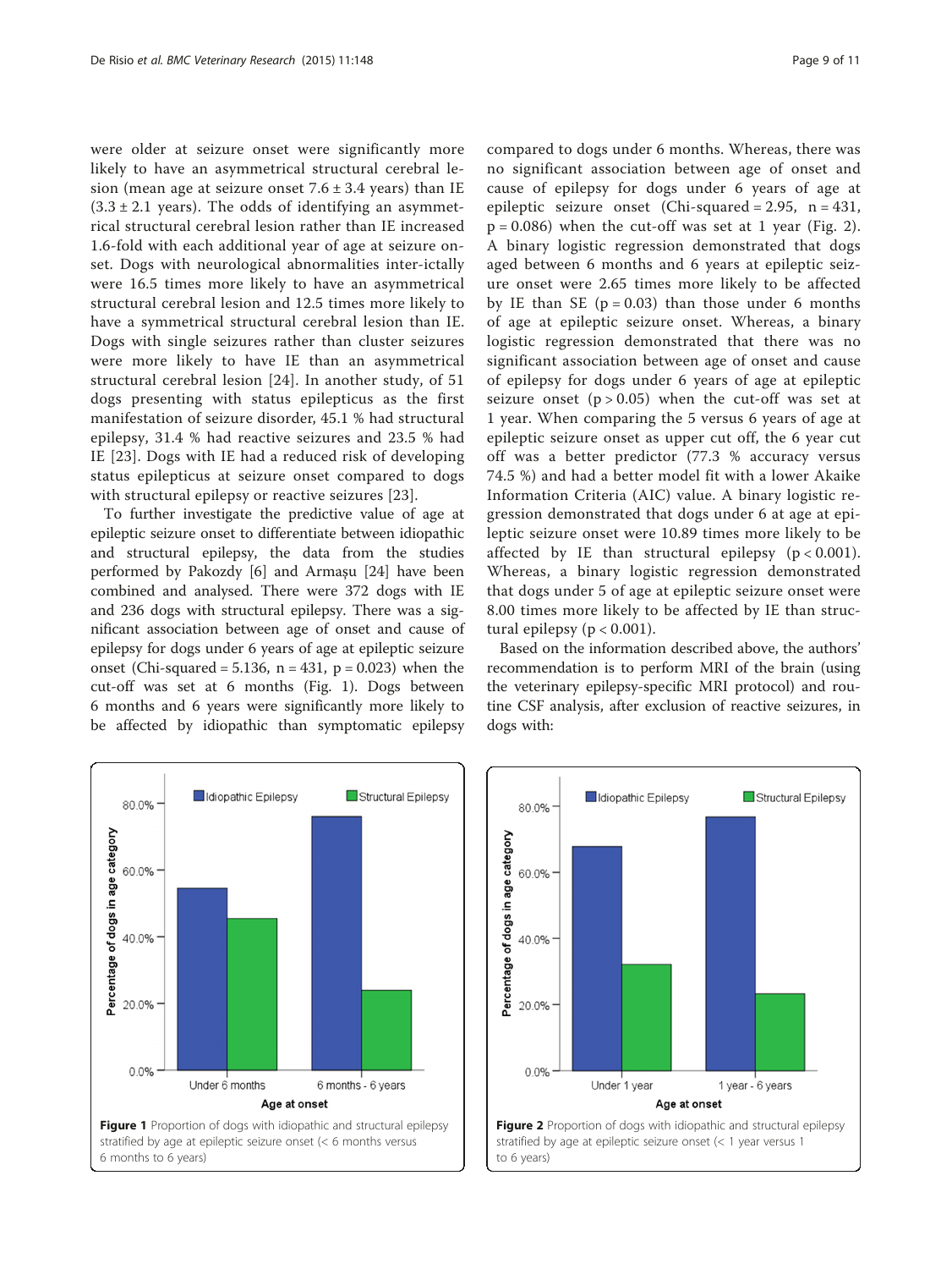were older at seizure onset were significantly more likely to have an asymmetrical structural cerebral lesion (mean age at seizure onset $7.6 \pm 3.4$ years) than IE ($3.3 \pm 2.1$ years). The odds of identifying an asymmetrical structural cerebral lesion rather than IE increased 1.6-fold with each additional year of age at seizure onset. Dogs with neurological abnormalities inter-ictally were 16.5 times more likely to have an asymmetrical structural cerebral lesion and 12.5 times more likely to have a symmetrical structural cerebral lesion than IE. Dogs with single seizures rather than cluster seizures were more likely to have IE than an asymmetrical structural cerebral lesion [24]. In another study, of 51 dogs presenting with status epilepticus as the first manifestation of seizure disorder, 45.1 % had structural epilepsy, 31.4 % had reactive seizures and 23.5 % had IE [23]. Dogs with IE had a reduced risk of developing status epilepticus at seizure onset compared to dogs with structural epilepsy or reactive seizures [23].

To further investigate the predictive value of age at epileptic seizure onset to differentiate between idiopathic and structural epilepsy, the data from the studies performed by Pakozdy [6] and Armașu [24] have been combined and analysed. There were 372 dogs with IE and 236 dogs with structural epilepsy. There was a significant association between age of onset and cause of epilepsy for dogs under 6 years of age at epileptic seizure onset (Chi-squared = 5.136, $n = 431$, $p = 0.023$) when the cut-off was set at 6 months (Fig. 1). Dogs between 6 months and 6 years were significantly more likely to be affected by idiopathic than symptomatic epilepsy compared to dogs under 6 months. Whereas, there was no significant association between age of onset and cause of epilepsy for dogs under 6 years of age at epileptic seizure onset (Chi-squared = 2.95, $n = 431$, $p = 0.086$) when the cut-off was set at 1 year (Fig. 2). A binary logistic regression demonstrated that dogs aged between 6 months and 6 years at epileptic seizure onset were 2.65 times more likely to be affected by IE than SE ($p = 0.03$) than those under 6 months of age at epileptic seizure onset. Whereas, a binary logistic regression demonstrated that there was no significant association between age of onset and cause of epilepsy for dogs under 6 years of age at epileptic seizure onset ($p > 0.05$) when the cut-off was set at 1 year. When comparing the 5 versus 6 years of age at epileptic seizure onset as upper cut off, the 6 year cut off was a better predictor (77.3 % accuracy versus 74.5 %) and had a better model fit with a lower Akaike Information Criteria (AIC) value. A binary logistic regression demonstrated that dogs under 6 at age at epileptic seizure onset were 10.89 times more likely to be affected by IE than structural epilepsy ($p < 0.001$). Whereas, a binary logistic regression demonstrated that dogs under 5 of age at epileptic seizure onset were 8.00 times more likely to be affected by IE than structural epilepsy ($p < 0.001$).

Based on the information described above, the authors' recommendation is to perform MRI of the brain (using the veterinary epilepsy-specific MRI protocol) and routine CSF analysis, after exclusion of reactive seizures, in dogs with:

**Figure 1** Proportion of dogs with idiopathic and structural epilepsy stratified by age at epileptic seizure onset (< 6 months versus 6 months to 6 years)

**Figure 2** Proportion of dogs with idiopathic and structural epilepsy stratified by age at epileptic seizure onset (< 1 year versus 1 to 6 years)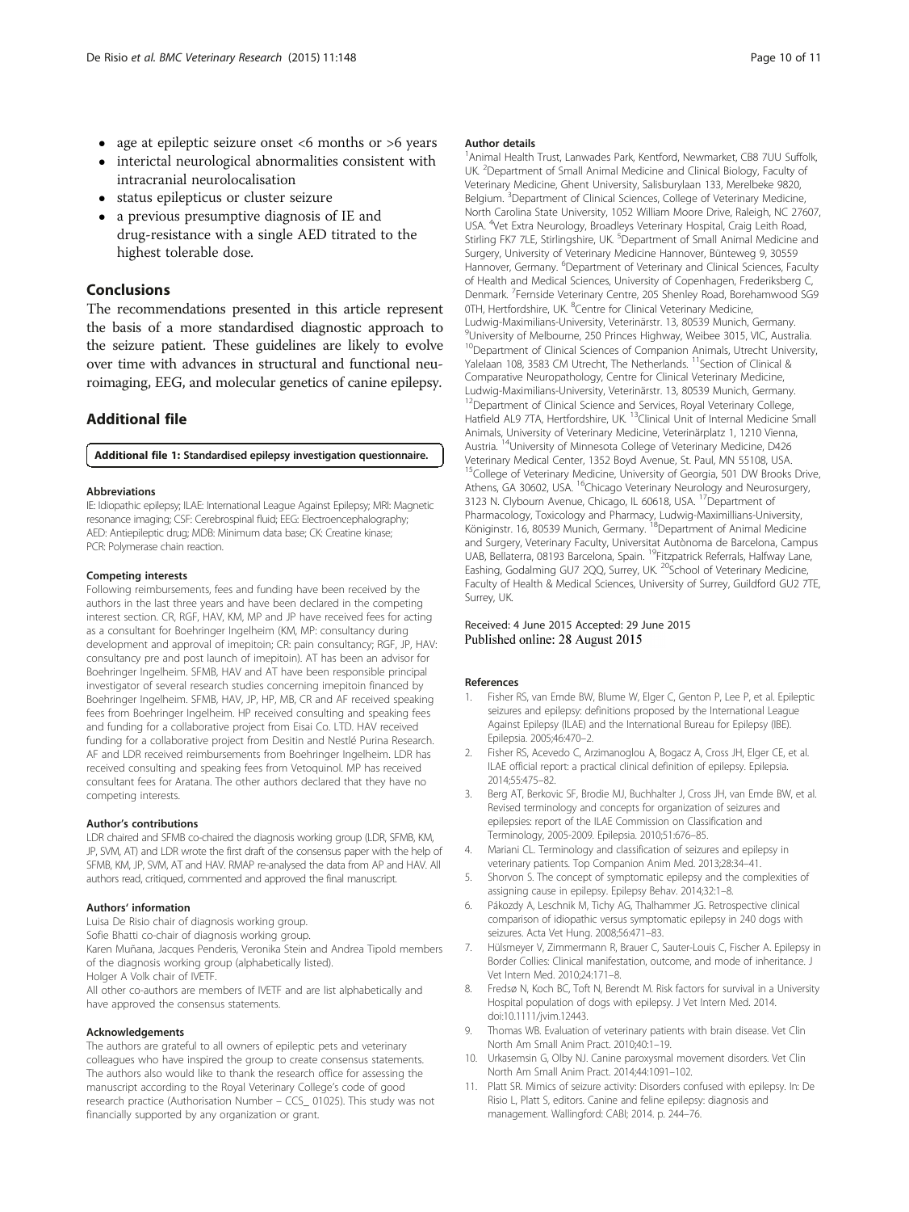- age at epileptic seizure onset <6 months or >6 years
- interictal neurological abnormalities consistent with intracranial neurolocalisation
- status epilepticus or cluster seizure
- a previous presumptive diagnosis of IE and drug-resistance with a single AED titrated to the highest tolerable dose.

## Conclusions

The recommendations presented in this article represent the basis of a more standardised diagnostic approach to the seizure patient. These guidelines are likely to evolve over time with advances in structural and functional neuroimaging, EEG, and molecular genetics of canine epilepsy.

## Additional file

**Additional file 1: Standardised epilepsy investigation questionnaire.**

#### Abbreviations

IE: Idiopathic epilepsy; ILAE: International League Against Epilepsy; MRI: Magnetic resonance imaging; CSF: Cerebrospinal fluid; EEG: Electroencephalography; AED: Antiepileptic drug; MDB: Minimum data base; CK: Creatine kinase; PCR: Polymerase chain reaction.

#### Competing interests

Following reimbursements, fees and funding have been received by the authors in the last three years and have been declared in the competing interest section. CR, RGF, HAV, KM, MP and JP have received fees for acting as a consultant for Boehringer Ingelheim (KM, MP: consultancy during development and approval of imepitoin; CR: pain consultancy; RGF, JP, HAV: consultancy pre and post launch of imepitoin). AT has been an advisor for Boehringer Ingelheim. SFMB, HAV and AT have been responsible principal investigator of several research studies concerning imepitoin financed by Boehringer Ingelheim. SFMB, HAV, JP, HP, MB, CR and AF received speaking fees from Boehringer Ingelheim. HP received consulting and speaking fees and funding for a collaborative project from Eisai Co. LTD. HAV received funding for a collaborative project from Desitin and Nestlé Purina Research. AF and LDR received reimbursements from Boehringer Ingelheim. LDR has received consulting and speaking fees from Vetoquinol. MP has received consultant fees for Aratana. The other authors declared that they have no competing interests.

#### Author's contributions

LDR chaired and SFMB co-chaired the diagnosis working group (LDR, SFMB, KM, JP, SVM, AT) and LDR wrote the first draft of the consensus paper with the help of SFMB, KM, JP, SVM, AT and HAV. RMAP re-analysed the data from AP and HAV. All authors read, critiqued, commented and approved the final manuscript.

#### Authors' information

Luisa De Risio chair of diagnosis working group.
Sofie Bhatti co-chair of diagnosis working group.
Karen Muñana, Jacques Penderis, Veronika Stein and Andrea Tipold members of the diagnosis working group (alphabetically listed).
Holger A Volk chair of IVETF.
All other co-authors are members of IVETF and are list alphabetically and have approved the consensus statements.

#### Acknowledgements

The authors are grateful to all owners of epileptic pets and veterinary colleagues who have inspired the group to create consensus statements. The authors also would like to thank the research office for assessing the manuscript according to the Royal Veterinary College's code of good research practice (Authorisation Number – CCS_ 01025). This study was not financially supported by any organization or grant.

#### Author details

[1]Animal Health Trust, Lanwades Park, Kentford, Newmarket, CB8 7UU Suffolk, UK. [2]Department of Small Animal Medicine and Clinical Biology, Faculty of Veterinary Medicine, Ghent University, Salisburylaan 133, Merelbeke 9820, Belgium. [3]Department of Clinical Sciences, College of Veterinary Medicine, North Carolina State University, 1052 William Moore Drive, Raleigh, NC 27607, USA. [4]Vet Extra Neurology, Broadleys Veterinary Hospital, Craig Leith Road, Stirling FK7 7LE, Stirlingshire, UK. [5]Department of Small Animal Medicine and Surgery, University of Veterinary Medicine Hannover, Bünteweg 9, 30559 Hannover, Germany. [6]Department of Veterinary and Clinical Sciences, Faculty of Health and Medical Sciences, University of Copenhagen, Frederiksberg C, Denmark. [7]Fernside Veterinary Centre, 205 Shenley Road, Borehamwood SG9 0TH, Hertfordshire, UK. [8]Centre for Clinical Veterinary Medicine, Ludwig-Maximilians-University, Veterinärstr. 13, 80539 Munich, Germany. [9]University of Melbourne, 250 Princes Highway, Weibee 3015, VIC, Australia. [10]Department of Clinical Sciences of Companion Animals, Utrecht University, Yalelaan 108, 3583 CM Utrecht, The Netherlands. [11]Section of Clinical & Comparative Neuropathology, Centre for Clinical Veterinary Medicine, Ludwig-Maximilians-University, Veterinärstr. 13, 80539 Munich, Germany. [12]Department of Clinical Science and Services, Royal Veterinary College, Hatfield AL9 7TA, Hertfordshire, UK. [13]Clinical Unit of Internal Medicine Small Animals, University of Veterinary Medicine, Veterinärplatz 1, 1210 Vienna, Austria. [14]University of Minnesota College of Veterinary Medicine, D426 Veterinary Medical Center, 1352 Boyd Avenue, St. Paul, MN 55108, USA. [15]College of Veterinary Medicine, University of Georgia, 501 DW Brooks Drive, Athens, GA 30602, USA. [16]Chicago Veterinary Neurology and Neurosurgery, 3123 N. Clybourn Avenue, Chicago, IL 60618, USA. [17]Department of Pharmacology, Toxicology and Pharmacy, Ludwig-Maximillians-University, Königinstr. 16, 80539 Munich, Germany. [18]Department of Animal Medicine and Surgery, Veterinary Faculty, Universitat Autònoma de Barcelona, Campus UAB, Bellaterra, 08193 Barcelona, Spain. [19]Fitzpatrick Referrals, Halfway Lane, Eashing, Godalming GU7 2QQ, Surrey, UK. [20]School of Veterinary Medicine, Faculty of Health & Medical Sciences, University of Surrey, Guildford GU2 7TE, Surrey, UK.

Received: 4 June 2015 Accepted: 29 June 2015
Published online: 28 August 2015

#### References

1. Fisher RS, van Emde BW, Blume W, Elger C, Genton P, Lee P, et al. Epileptic seizures and epilepsy: definitions proposed by the International League Against Epilepsy (ILAE) and the International Bureau for Epilepsy (IBE). Epilepsia. 2005;46:470–2.
2. Fisher RS, Acevedo C, Arzimanoglou A, Bogacz A, Cross JH, Elger CE, et al. ILAE official report: a practical clinical definition of epilepsy. Epilepsia. 2014;55:475–82.
3. Berg AT, Berkovic SF, Brodie MJ, Buchhalter J, Cross JH, van Emde BW, et al. Revised terminology and concepts for organization of seizures and epilepsies: report of the ILAE Commission on Classification and Terminology, 2005-2009. Epilepsia. 2010;51:676–85.
4. Mariani CL. Terminology and classification of seizures and epilepsy in veterinary patients. Top Companion Anim Med. 2013;28:34–41.
5. Shorvon S. The concept of symptomatic epilepsy and the complexities of assigning cause in epilepsy. Epilepsy Behav. 2014;32:1–8.
6. Pákozdy A, Leschnik M, Tichy AG, Thalhammer JG. Retrospective clinical comparison of idiopathic versus symptomatic epilepsy in 240 dogs with seizures. Acta Vet Hung. 2008;56:471–83.
7. Hülsmeyer V, Zimmermann R, Brauer C, Sauter-Louis C, Fischer A. Epilepsy in Border Collies: Clinical manifestation, outcome, and mode of inheritance. J Vet Intern Med. 2010;24:171–8.
8. Fredsø N, Koch BC, Toft N, Berendt M. Risk factors for survival in a University Hospital population of dogs with epilepsy. J Vet Intern Med. 2014. doi:10.1111/jvim.12443.
9. Thomas WB. Evaluation of veterinary patients with brain disease. Vet Clin North Am Small Anim Pract. 2010;40:1–19.
10. Urkasemsin G, Olby NJ. Canine paroxysmal movement disorders. Vet Clin North Am Small Anim Pract. 2014;44:1091–102.
11. Platt SR. Mimics of seizure activity: Disorders confused with epilepsy. In: De Risio L, Platt S, editors. Canine and feline epilepsy: diagnosis and management. Wallingford: CABI; 2014. p. 244–76.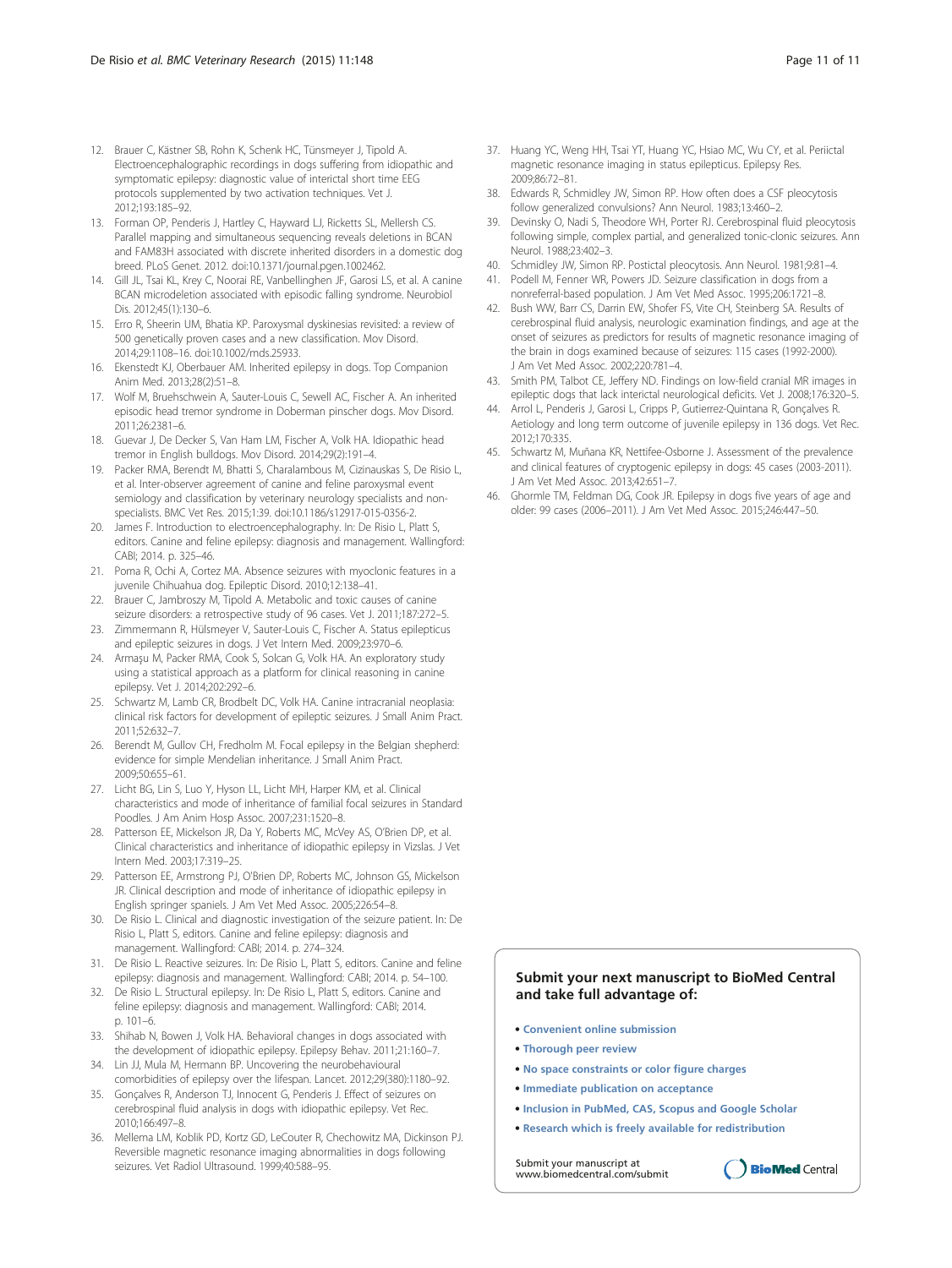12. Brauer C, Kästner SB, Rohn K, Schenk HC, Tünsmeyer J, Tipold A. Electroencephalographic recordings in dogs suffering from idiopathic and symptomatic epilepsy: diagnostic value of interictal short time EEG protocols supplemented by two activation techniques. Vet J. 2012;193:185–92.
13. Forman OP, Penderis J, Hartley C, Hayward LJ, Ricketts SL, Mellersh CS. Parallel mapping and simultaneous sequencing reveals deletions in BCAN and FAM83H associated with discrete inherited disorders in a domestic dog breed. PLoS Genet. 2012. doi:10.1371/journal.pgen.1002462.
14. Gill JL, Tsai KL, Krey C, Noorai RE, Vanbellinghen JF, Garosi LS, et al. A canine BCAN microdeletion associated with episodic falling syndrome. Neurobiol Dis. 2012;45(1):130–6.
15. Erro R, Sheerin UM, Bhatia KP. Paroxysmal dyskinesias revisited: a review of 500 genetically proven cases and a new classification. Mov Disord. 2014;29:1108–16. doi:10.1002/mds.25933.
16. Ekenstedt KJ, Oberbauer AM. Inherited epilepsy in dogs. Top Companion Anim Med. 2013;28(2):51–8.
17. Wolf M, Bruehschwein A, Sauter-Louis C, Sewell AC, Fischer A. An inherited episodic head tremor syndrome in Doberman pinscher dogs. Mov Disord. 2011;26:2381–6.
18. Guevar J, De Decker S, Van Ham LM, Fischer A, Volk HA. Idiopathic head tremor in English bulldogs. Mov Disord. 2014;29(2):191–4.
19. Packer RMA, Berendt M, Bhatti S, Charalambous M, Cizinauskas S, De Risio L, et al. Inter-observer agreement of canine and feline paroxysmal event semiology and classification by veterinary neurology specialists and non-specialists. BMC Vet Res. 2015;1:39. doi:10.1186/s12917-015-0356-2.
20. James F. Introduction to electroencephalography. In: De Risio L, Platt S, editors. Canine and feline epilepsy: diagnosis and management. Wallingford: CABI; 2014. p. 325–46.
21. Poma R, Ochi A, Cortez MA. Absence seizures with myoclonic features in a juvenile Chihuahua dog. Epileptic Disord. 2010;12:138–41.
22. Brauer C, Jambroszy M, Tipold A. Metabolic and toxic causes of canine seizure disorders: a retrospective study of 96 cases. Vet J. 2011;187:272–5.
23. Zimmermann R, Hülsmeyer V, Sauter-Louis C, Fischer A. Status epilepticus and epileptic seizures in dogs. J Vet Intern Med. 2009;23:970–6.
24. Armaşu M, Packer RMA, Cook S, Solcan G, Volk HA. An exploratory study using a statistical approach as a platform for clinical reasoning in canine epilepsy. Vet J. 2014;202:292–6.
25. Schwartz M, Lamb CR, Brodbelt DC, Volk HA. Canine intracranial neoplasia: clinical risk factors for development of epileptic seizures. J Small Anim Pract. 2011;52:632–7.
26. Berendt M, Gullov CH, Fredholm M. Focal epilepsy in the Belgian shepherd: evidence for simple Mendelian inheritance. J Small Anim Pract. 2009;50:655–61.
27. Licht BG, Lin S, Luo Y, Hyson LL, Licht MH, Harper KM, et al. Clinical characteristics and mode of inheritance of familial focal seizures in Standard Poodles. J Am Anim Hosp Assoc. 2007;231:1520–8.
28. Patterson EE, Mickelson JR, Da Y, Roberts MC, McVey AS, O'Brien DP, et al. Clinical characteristics and inheritance of idiopathic epilepsy in Vizslas. J Vet Intern Med. 2003;17:319–25.
29. Patterson EE, Armstrong PJ, O'Brien DP, Roberts MC, Johnson GS, Mickelson JR. Clinical description and mode of inheritance of idiopathic epilepsy in English springer spaniels. J Am Vet Med Assoc. 2005;226:54–8.
30. De Risio L. Clinical and diagnostic investigation of the seizure patient. In: De Risio L, Platt S, editors. Canine and feline epilepsy: diagnosis and management. Wallingford: CABI; 2014. p. 274–324.
31. De Risio L. Reactive seizures. In: De Risio L, Platt S, editors. Canine and feline epilepsy: diagnosis and management. Wallingford: CABI; 2014. p. 54–100.
32. De Risio L. Structural epilepsy. In: De Risio L, Platt S, editors. Canine and feline epilepsy: diagnosis and management. Wallingford: CABI; 2014. p. 101–6.
33. Shihab N, Bowen J, Volk HA. Behavioral changes in dogs associated with the development of idiopathic epilepsy. Epilepsy Behav. 2011;21:160–7.
34. Lin JJ, Mula M, Hermann BP. Uncovering the neurobehavioural comorbidities of epilepsy over the lifespan. Lancet. 2012;29(380):1180–92.
35. Gonçalves R, Anderson TJ, Innocent G, Penderis J. Effect of seizures on cerebrospinal fluid analysis in dogs with idiopathic epilepsy. Vet Rec. 2010;166:497–8.
36. Mellema LM, Koblik PD, Kortz GD, LeCouter R, Chechowitz MA, Dickinson PJ. Reversible magnetic resonance imaging abnormalities in dogs following seizures. Vet Radiol Ultrasound. 1999;40:588–95.
37. Huang YC, Weng HH, Tsai YT, Huang YC, Hsiao MC, Wu CY, et al. Periictal magnetic resonance imaging in status epilepticus. Epilepsy Res. 2009;86:72–81.
38. Edwards R, Schmidley JW, Simon RP. How often does a CSF pleocytosis follow generalized convulsions? Ann Neurol. 1983;13:460–2.
39. Devinsky O, Nadi S, Theodore WH, Porter RJ. Cerebrospinal fluid pleocytosis following simple, complex partial, and generalized tonic-clonic seizures. Ann Neurol. 1988;23:402–3.
40. Schmidley JW, Simon RP. Postictal pleocytosis. Ann Neurol. 1981;9:81–4.
41. Podell M, Fenner WR, Powers JD. Seizure classification in dogs from a nonreferral-based population. J Am Vet Med Assoc. 1995;206:1721–8.
42. Bush WW, Barr CS, Darrin EW, Shofer FS, Vite CH, Steinberg SA. Results of cerebrospinal fluid analysis, neurologic examination findings, and age at the onset of seizures as predictors for results of magnetic resonance imaging of the brain in dogs examined because of seizures: 115 cases (1992-2000). J Am Vet Med Assoc. 2002;220:781–4.
43. Smith PM, Talbot CE, Jeffery ND. Findings on low-field cranial MR images in epileptic dogs that lack interictal neurological deficits. Vet J. 2008;176:320–5.
44. Arrol L, Penderis J, Garosi L, Cripps P, Gutierrez-Quintana R, Gonçalves R. Aetiology and long term outcome of juvenile epilepsy in 136 dogs. Vet Rec. 2012;170:335.
45. Schwartz M, Muñana KR, Nettifee-Osborne J. Assessment of the prevalence and clinical features of cryptogenic epilepsy in dogs: 45 cases (2003-2011). J Am Vet Med Assoc. 2013;42:651–7.
46. Ghormle TM, Feldman DG, Cook JR. Epilepsy in dogs five years of age and older: 99 cases (2006–2011). J Am Vet Med Assoc. 2015;246:447–50.

**Submit your next manuscript to BioMed Central and take full advantage of:**

- **Convenient online submission**
- **Thorough peer review**
- **No space constraints or color figure charges**
- **Immediate publication on acceptance**
- **Inclusion in PubMed, CAS, Scopus and Google Scholar**
- **Research which is freely available for redistribution**

Submit your manuscript at
www.biomedcentral.com/submit

BioMed Central